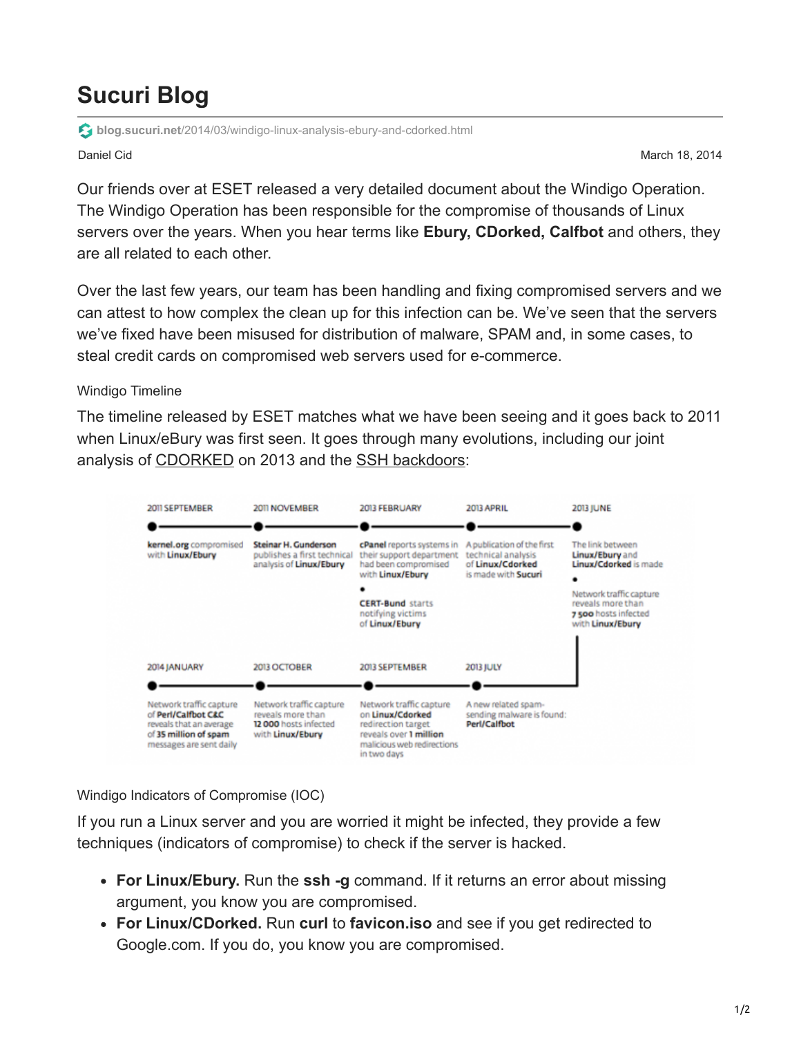# Sucuri Blog

blog.sucuri.net/2014/03/windigo-linux-analysis-ebury-and-cdorked.html

Daniel Cid

March 18, 2014

Our friends over at ESET released a very detailed document about the Windigo Operation. The Windigo Operation has been responsible for the compromise of thousands of Linux servers over the years. When you hear terms like **Ebury, CDorked, Calfbot** and others, they are all related to each other.

Over the last few years, our team has been handling and fixing compromised servers and we can attest to how complex the clean up for this infection can be. We've seen that the servers we've fixed have been misused for distribution of malware, SPAM and, in some cases, to steal credit cards on compromised web servers used for e-commerce.

## Windigo Timeline

The timeline released by ESET matches what we have been seeing and it goes back to 2011 when Linux/eBury was first seen. It goes through many evolutions, including our joint analysis of CDORKED on 2013 and the SSH backdoors:

- **2011 SEPTEMBER** — **kernel.org** compromised with **Linux/Ebury**
- **2011 NOVEMBER** — **Steinar H. Gunderson** publishes a first technical analysis of **Linux/Ebury**
- **2013 FEBRUARY** — **cPanel** reports systems in their support department had been compromised with **Linux/Ebury**
  - **CERT-Bund** starts notifying victims of **Linux/Ebury**
- **2013 APRIL** — A publication of the first technical analysis of **Linux/Cdorked** is made with **Sucuri**
- **2013 JUNE** — The link between **Linux/Ebury** and **Linux/Cdorked** is made
  - Network traffic capture reveals more than **7 500** hosts infected with **Linux/Ebury**
- **2013 JULY** — A new related spam-sending malware is found: **Perl/Calfbot**
- **2013 SEPTEMBER** — Network traffic capture on **Linux/Cdorked** redirection target reveals over **1 million** malicious web redirections in two days
- **2013 OCTOBER** — Network traffic capture reveals more than **12 000** hosts infected with **Linux/Ebury**
- **2014 JANUARY** — Network traffic capture of **Perl/Calfbot C&C** reveals that an average of **35 million of spam** messages are sent daily

## Windigo Indicators of Compromise (IOC)

If you run a Linux server and you are worried it might be infected, they provide a few techniques (indicators of compromise) to check if the server is hacked.

- **For Linux/Ebury.** Run the **ssh -g** command. If it returns an error about missing argument, you know you are compromised.
- **For Linux/CDorked.** Run **curl** to **favicon.iso** and see if you get redirected to Google.com. If you do, you know you are compromised.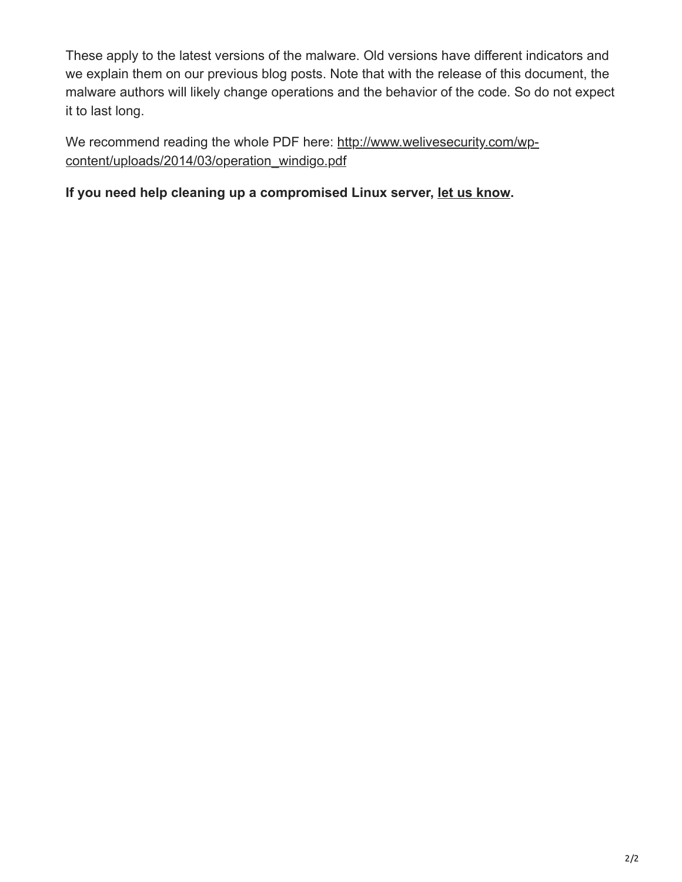These apply to the latest versions of the malware. Old versions have different indicators and we explain them on our previous blog posts. Note that with the release of this document, the malware authors will likely change operations and the behavior of the code. So do not expect it to last long.

We recommend reading the whole PDF here: [http://www.welivesecurity.com/wp-content/uploads/2014/03/operation_windigo.pdf](http://www.welivesecurity.com/wp-content/uploads/2014/03/operation_windigo.pdf)

**If you need help cleaning up a compromised Linux server, let us know.**